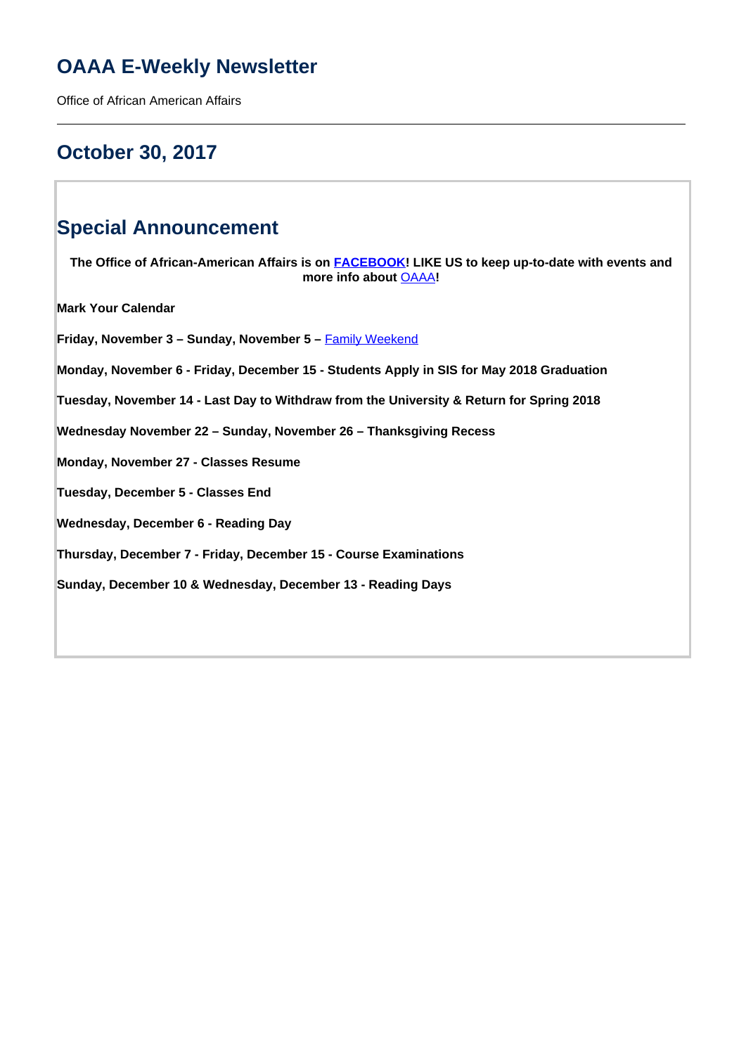# OAAA E-Weekly Newsletter

Office of African American Affairs

---

## October 30, 2017

## Special Announcement

**The Office of African-American Affairs is on FACEBOOK! LIKE US to keep up-to-date with events and more info about OAAA!**

**Mark Your Calendar**

**Friday, November 3 – Sunday, November 5 –** Family Weekend

**Monday, November 6 - Friday, December 15 - Students Apply in SIS for May 2018 Graduation**

**Tuesday, November 14 - Last Day to Withdraw from the University & Return for Spring 2018**

**Wednesday November 22 – Sunday, November 26 – Thanksgiving Recess**

**Monday, November 27 - Classes Resume**

**Tuesday, December 5 - Classes End**

**Wednesday, December 6 - Reading Day**

**Thursday, December 7 - Friday, December 15 - Course Examinations**

**Sunday, December 10 & Wednesday, December 13 - Reading Days**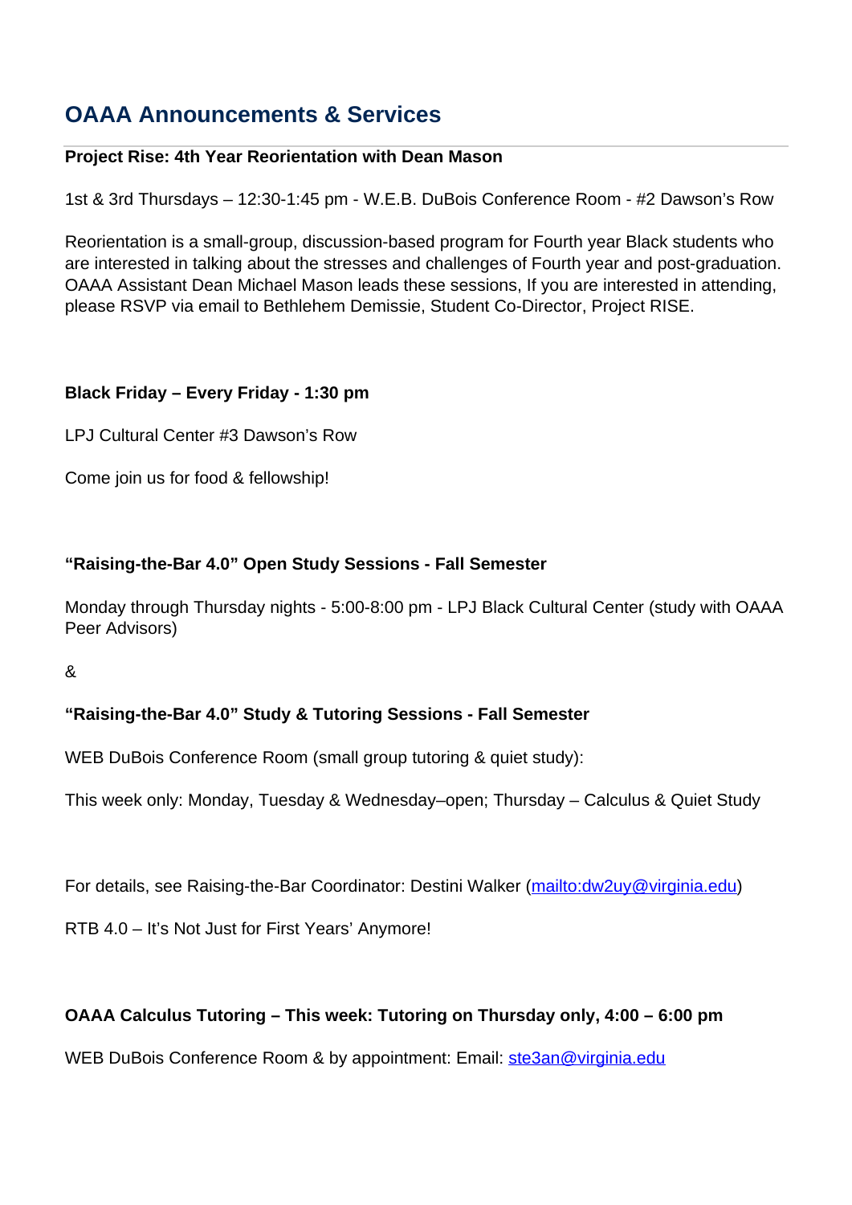## OAAA Announcements & Services

**Project Rise: 4th Year Reorientation with Dean Mason**

1st & 3rd Thursdays – 12:30-1:45 pm - W.E.B. DuBois Conference Room - #2 Dawson's Row

Reorientation is a small-group, discussion-based program for Fourth year Black students who are interested in talking about the stresses and challenges of Fourth year and post-graduation. OAAA Assistant Dean Michael Mason leads these sessions, If you are interested in attending, please RSVP via email to Bethlehem Demissie, Student Co-Director, Project RISE.

**Black Friday – Every Friday - 1:30 pm**

LPJ Cultural Center #3 Dawson's Row

Come join us for food & fellowship!

**"Raising-the-Bar 4.0" Open Study Sessions - Fall Semester**

Monday through Thursday nights - 5:00-8:00 pm - LPJ Black Cultural Center (study with OAAA Peer Advisors)

&

**"Raising-the-Bar 4.0" Study & Tutoring Sessions - Fall Semester**

WEB DuBois Conference Room (small group tutoring & quiet study):

This week only: Monday, Tuesday & Wednesday–open; Thursday – Calculus & Quiet Study

For details, see Raising-the-Bar Coordinator: Destini Walker (mailto:dw2uy@virginia.edu)

RTB 4.0 – It's Not Just for First Years' Anymore!

**OAAA Calculus Tutoring – This week: Tutoring on Thursday only, 4:00 – 6:00 pm**

WEB DuBois Conference Room & by appointment: Email: ste3an@virginia.edu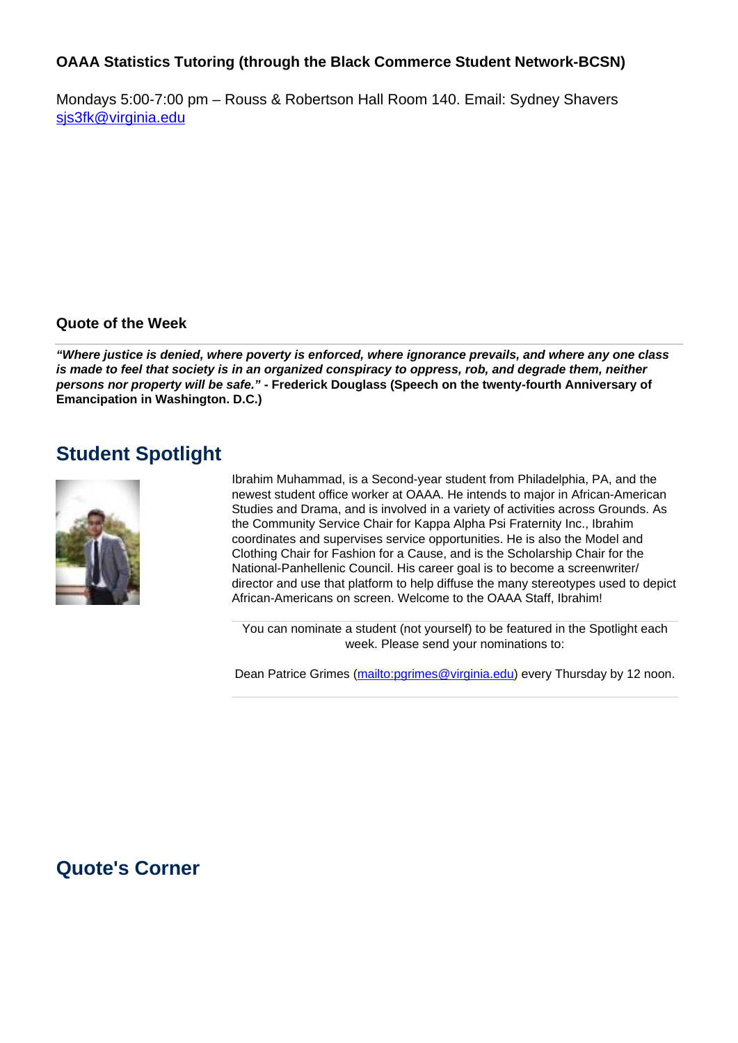**OAAA Statistics Tutoring (through the Black Commerce Student Network-BCSN)**

Mondays 5:00-7:00 pm – Rouss & Robertson Hall Room 140. Email: Sydney Shavers [sjs3fk@virginia.edu](mailto:sjs3fk@virginia.edu)

**Quote of the Week**

---

***"Where justice is denied, where poverty is enforced, where ignorance prevails, and where any one class is made to feel that society is in an organized conspiracy to oppress, rob, and degrade them, neither persons nor property will be safe."*** **- Frederick Douglass (Speech on the twenty-fourth Anniversary of Emancipation in Washington. D.C.)**

## Student Spotlight

Ibrahim Muhammad, is a Second-year student from Philadelphia, PA, and the newest student office worker at OAAA. He intends to major in African-American Studies and Drama, and is involved in a variety of activities across Grounds. As the Community Service Chair for Kappa Alpha Psi Fraternity Inc., Ibrahim coordinates and supervises service opportunities. He is also the Model and Clothing Chair for Fashion for a Cause, and is the Scholarship Chair for the National-Panhellenic Council. His career goal is to become a screenwriter/ director and use that platform to help diffuse the many stereotypes used to depict African-Americans on screen. Welcome to the OAAA Staff, Ibrahim!

---

You can nominate a student (not yourself) to be featured in the Spotlight each week. Please send your nominations to:

Dean Patrice Grimes ([mailto:pgrimes@virginia.edu](mailto:pgrimes@virginia.edu)) every Thursday by 12 noon.

---

## Quote's Corner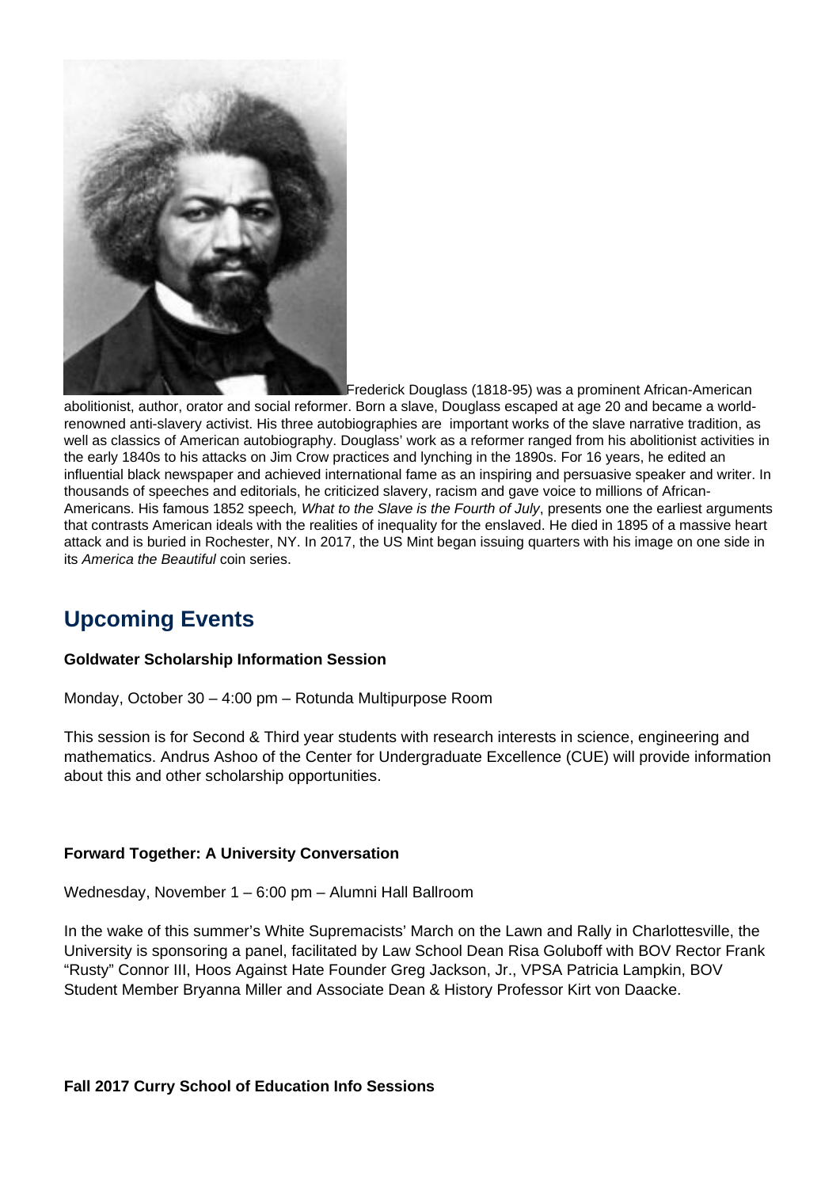Frederick Douglass (1818-95) was a prominent African-American abolitionist, author, orator and social reformer. Born a slave, Douglass escaped at age 20 and became a world-renowned anti-slavery activist. His three autobiographies are important works of the slave narrative tradition, as well as classics of American autobiography. Douglass' work as a reformer ranged from his abolitionist activities in the early 1840s to his attacks on Jim Crow practices and lynching in the 1890s. For 16 years, he edited an influential black newspaper and achieved international fame as an inspiring and persuasive speaker and writer. In thousands of speeches and editorials, he criticized slavery, racism and gave voice to millions of African-Americans. His famous 1852 speech*, What to the Slave is the Fourth of July*, presents one the earliest arguments that contrasts American ideals with the realities of inequality for the enslaved. He died in 1895 of a massive heart attack and is buried in Rochester, NY. In 2017, the US Mint began issuing quarters with his image on one side in its *America the Beautiful* coin series.

## Upcoming Events

**Goldwater Scholarship Information Session**

Monday, October 30 – 4:00 pm – Rotunda Multipurpose Room

This session is for Second & Third year students with research interests in science, engineering and mathematics. Andrus Ashoo of the Center for Undergraduate Excellence (CUE) will provide information about this and other scholarship opportunities.

**Forward Together: A University Conversation**

Wednesday, November 1 – 6:00 pm – Alumni Hall Ballroom

In the wake of this summer's White Supremacists' March on the Lawn and Rally in Charlottesville, the University is sponsoring a panel, facilitated by Law School Dean Risa Goluboff with BOV Rector Frank "Rusty" Connor III, Hoos Against Hate Founder Greg Jackson, Jr., VPSA Patricia Lampkin, BOV Student Member Bryanna Miller and Associate Dean & History Professor Kirt von Daacke.

**Fall 2017 Curry School of Education Info Sessions**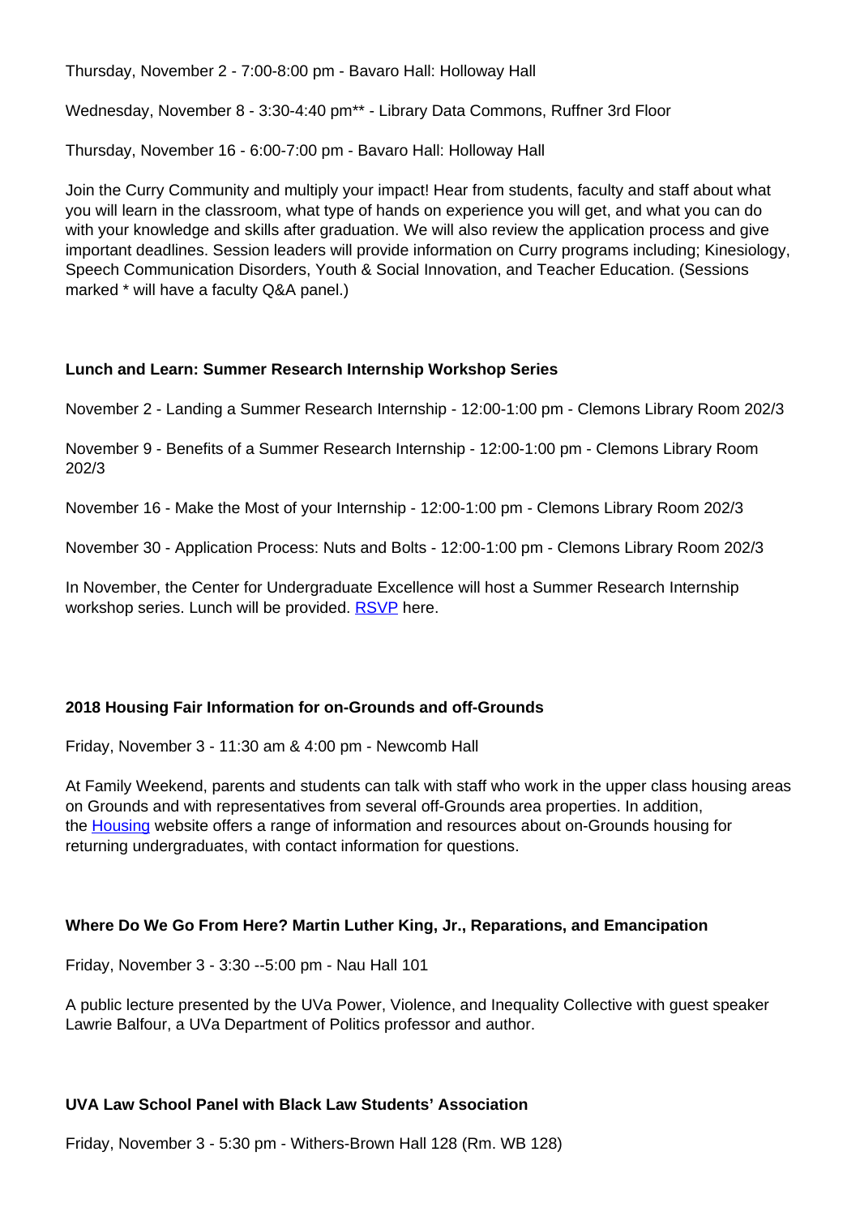Thursday, November 2 - 7:00-8:00 pm - Bavaro Hall: Holloway Hall

Wednesday, November 8 - 3:30-4:40 pm** - Library Data Commons, Ruffner 3rd Floor

Thursday, November 16 - 6:00-7:00 pm - Bavaro Hall: Holloway Hall

Join the Curry Community and multiply your impact! Hear from students, faculty and staff about what you will learn in the classroom, what type of hands on experience you will get, and what you can do with your knowledge and skills after graduation. We will also review the application process and give important deadlines. Session leaders will provide information on Curry programs including; Kinesiology, Speech Communication Disorders, Youth & Social Innovation, and Teacher Education. (Sessions marked * will have a faculty Q&A panel.)

**Lunch and Learn: Summer Research Internship Workshop Series**

November 2 - Landing a Summer Research Internship - 12:00-1:00 pm - Clemons Library Room 202/3

November 9 - Benefits of a Summer Research Internship - 12:00-1:00 pm - Clemons Library Room 202/3

November 16 - Make the Most of your Internship - 12:00-1:00 pm - Clemons Library Room 202/3

November 30 - Application Process: Nuts and Bolts - 12:00-1:00 pm - Clemons Library Room 202/3

In November, the Center for Undergraduate Excellence will host a Summer Research Internship workshop series. Lunch will be provided. RSVP here.

**2018 Housing Fair Information for on-Grounds and off-Grounds**

Friday, November 3 - 11:30 am & 4:00 pm - Newcomb Hall

At Family Weekend, parents and students can talk with staff who work in the upper class housing areas on Grounds and with representatives from several off-Grounds area properties. In addition, the Housing website offers a range of information and resources about on-Grounds housing for returning undergraduates, with contact information for questions.

**Where Do We Go From Here? Martin Luther King, Jr., Reparations, and Emancipation**

Friday, November 3 - 3:30 --5:00 pm - Nau Hall 101

A public lecture presented by the UVa Power, Violence, and Inequality Collective with guest speaker Lawrie Balfour, a UVa Department of Politics professor and author.

**UVA Law School Panel with Black Law Students' Association**

Friday, November 3 - 5:30 pm - Withers-Brown Hall 128 (Rm. WB 128)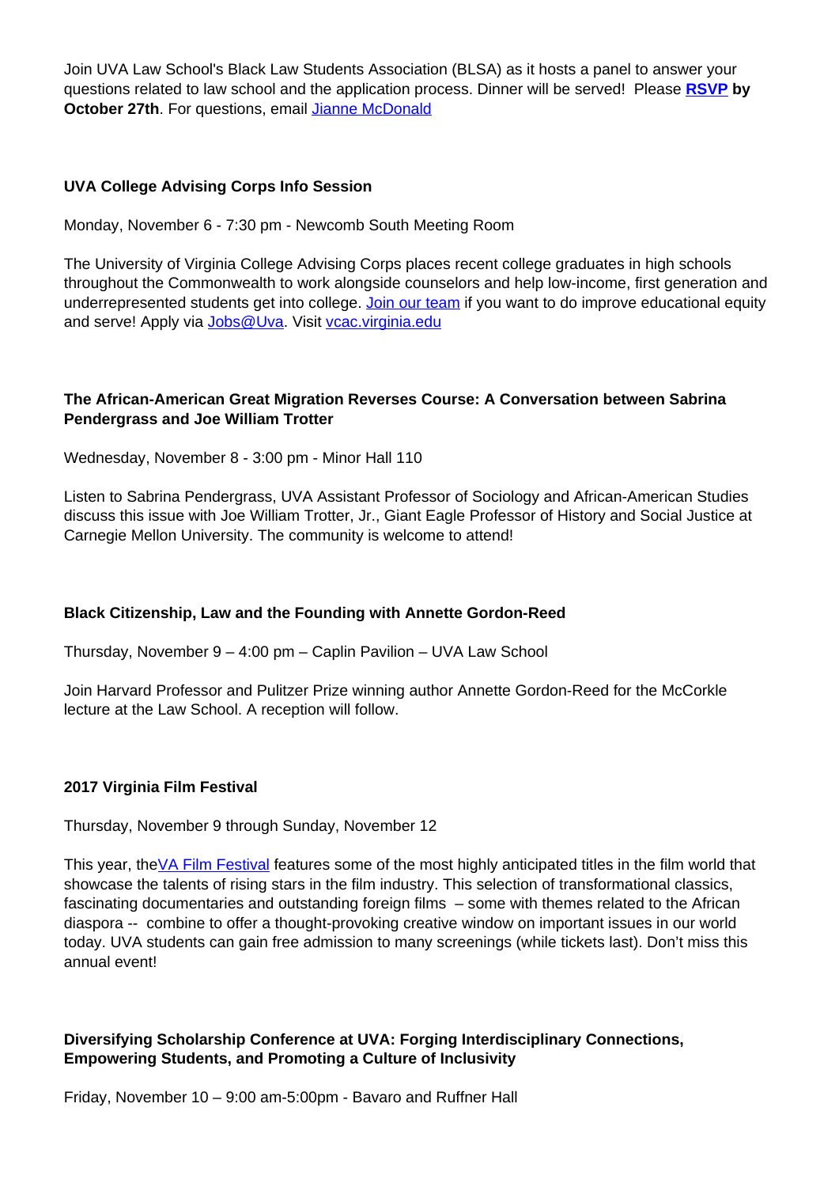Join UVA Law School's Black Law Students Association (BLSA) as it hosts a panel to answer your questions related to law school and the application process. Dinner will be served! Please **RSVP by October 27th**. For questions, email Jianne McDonald

**UVA College Advising Corps Info Session**

Monday, November 6 - 7:30 pm - Newcomb South Meeting Room

The University of Virginia College Advising Corps places recent college graduates in high schools throughout the Commonwealth to work alongside counselors and help low-income, first generation and underrepresented students get into college. Join our team if you want to do improve educational equity and serve! Apply via Jobs@Uva. Visit vcac.virginia.edu

**The African-American Great Migration Reverses Course: A Conversation between Sabrina Pendergrass and Joe William Trotter**

Wednesday, November 8 - 3:00 pm - Minor Hall 110

Listen to Sabrina Pendergrass, UVA Assistant Professor of Sociology and African-American Studies discuss this issue with Joe William Trotter, Jr., Giant Eagle Professor of History and Social Justice at Carnegie Mellon University. The community is welcome to attend!

**Black Citizenship, Law and the Founding with Annette Gordon-Reed**

Thursday, November 9 – 4:00 pm – Caplin Pavilion – UVA Law School

Join Harvard Professor and Pulitzer Prize winning author Annette Gordon-Reed for the McCorkle lecture at the Law School. A reception will follow.

**2017 Virginia Film Festival**

Thursday, November 9 through Sunday, November 12

This year, theVA Film Festival features some of the most highly anticipated titles in the film world that showcase the talents of rising stars in the film industry. This selection of transformational classics, fascinating documentaries and outstanding foreign films – some with themes related to the African diaspora -- combine to offer a thought-provoking creative window on important issues in our world today. UVA students can gain free admission to many screenings (while tickets last). Don't miss this annual event!

**Diversifying Scholarship Conference at UVA: Forging Interdisciplinary Connections, Empowering Students, and Promoting a Culture of Inclusivity**

Friday, November 10 – 9:00 am-5:00pm - Bavaro and Ruffner Hall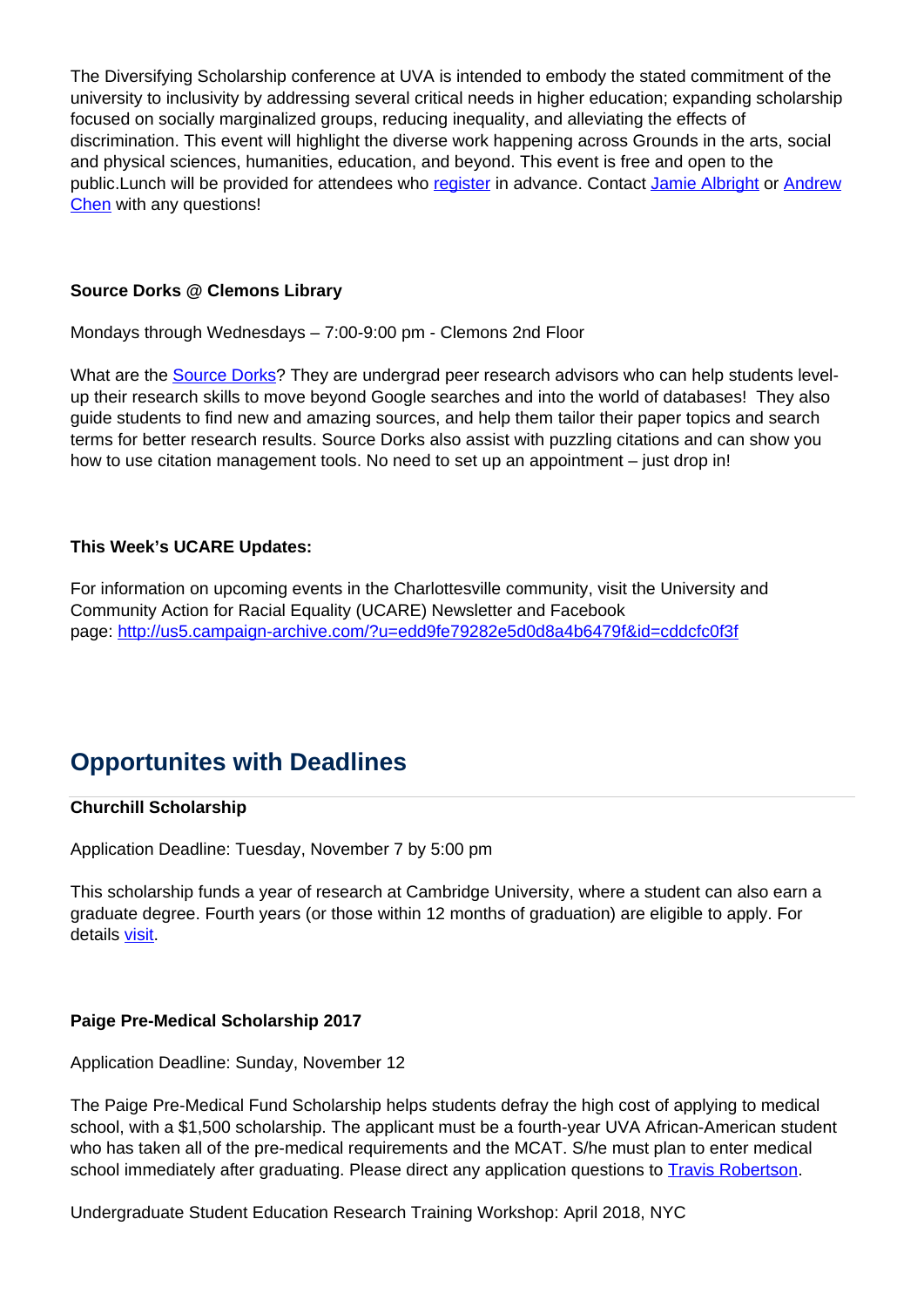The Diversifying Scholarship conference at UVA is intended to embody the stated commitment of the university to inclusivity by addressing several critical needs in higher education; expanding scholarship focused on socially marginalized groups, reducing inequality, and alleviating the effects of discrimination. This event will highlight the diverse work happening across Grounds in the arts, social and physical sciences, humanities, education, and beyond. This event is free and open to the public.Lunch will be provided for attendees who register in advance. Contact Jamie Albright or Andrew Chen with any questions!

**Source Dorks @ Clemons Library**

Mondays through Wednesdays – 7:00-9:00 pm - Clemons 2nd Floor

What are the Source Dorks? They are undergrad peer research advisors who can help students level-up their research skills to move beyond Google searches and into the world of databases!  They also guide students to find new and amazing sources, and help them tailor their paper topics and search terms for better research results. Source Dorks also assist with puzzling citations and can show you how to use citation management tools. No need to set up an appointment – just drop in!

**This Week's UCARE Updates:**

For information on upcoming events in the Charlottesville community, visit the University and Community Action for Racial Equality (UCARE) Newsletter and Facebook page: http://us5.campaign-archive.com/?u=edd9fe79282e5d0d8a4b6479f&id=cddcfc0f3f

## Opportunites with Deadlines

**Churchill Scholarship**

Application Deadline: Tuesday, November 7 by 5:00 pm

This scholarship funds a year of research at Cambridge University, where a student can also earn a graduate degree. Fourth years (or those within 12 months of graduation) are eligible to apply. For details visit.

**Paige Pre-Medical Scholarship 2017**

Application Deadline: Sunday, November 12

The Paige Pre-Medical Fund Scholarship helps students defray the high cost of applying to medical school, with a $1,500 scholarship. The applicant must be a fourth-year UVA African-American student who has taken all of the pre-medical requirements and the MCAT. S/he must plan to enter medical school immediately after graduating. Please direct any application questions to Travis Robertson.

Undergraduate Student Education Research Training Workshop: April 2018, NYC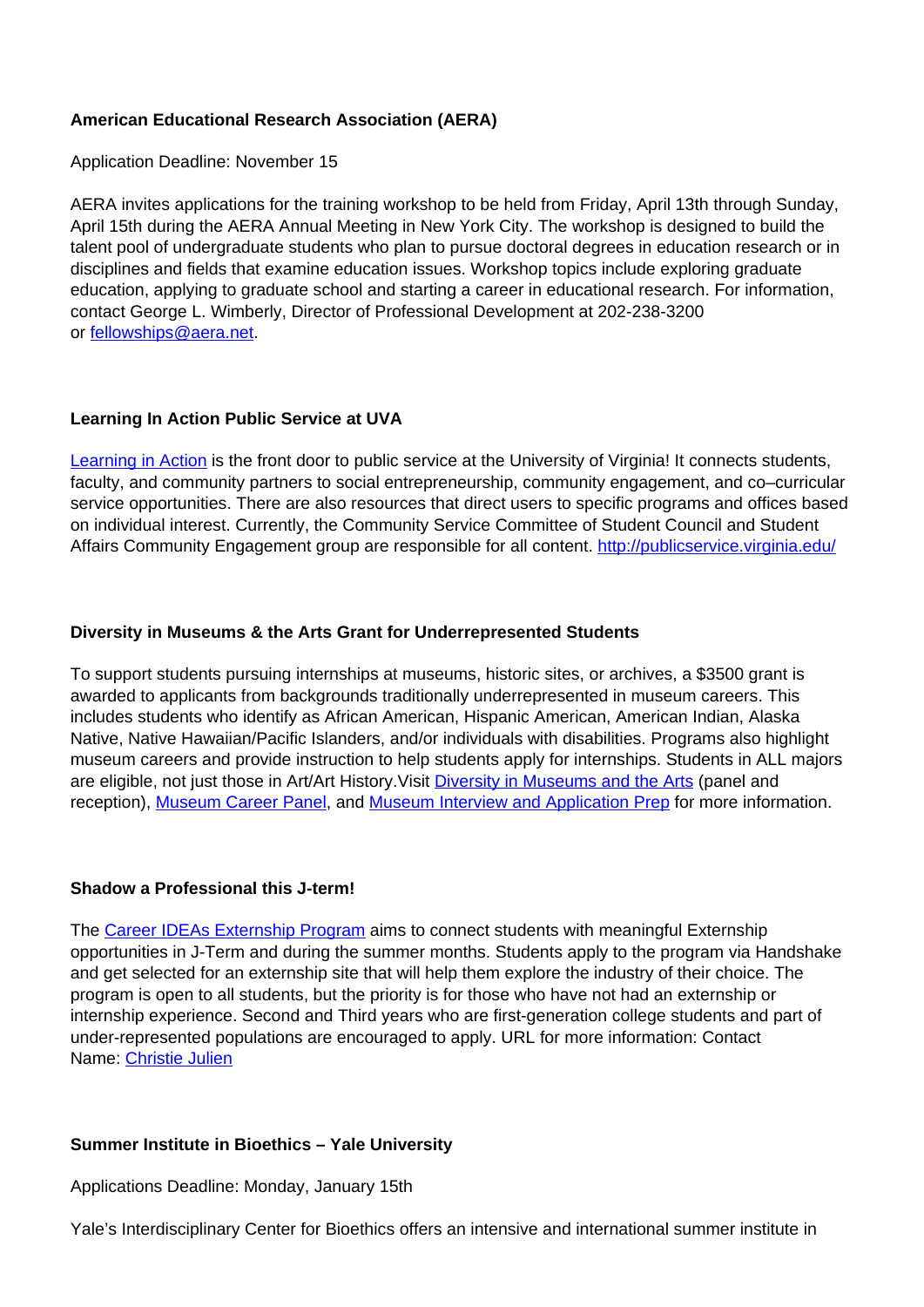**American Educational Research Association (AERA)**

Application Deadline: November 15

AERA invites applications for the training workshop to be held from Friday, April 13th through Sunday, April 15th during the AERA Annual Meeting in New York City. The workshop is designed to build the talent pool of undergraduate students who plan to pursue doctoral degrees in education research or in disciplines and fields that examine education issues. Workshop topics include exploring graduate education, applying to graduate school and starting a career in educational research. For information, contact George L. Wimberly, Director of Professional Development at 202-238-3200 or fellowships@aera.net.

**Learning In Action Public Service at UVA**

Learning in Action is the front door to public service at the University of Virginia! It connects students, faculty, and community partners to social entrepreneurship, community engagement, and co–curricular service opportunities. There are also resources that direct users to specific programs and offices based on individual interest. Currently, the Community Service Committee of Student Council and Student Affairs Community Engagement group are responsible for all content. http://publicservice.virginia.edu/

**Diversity in Museums & the Arts Grant for Underrepresented Students**

To support students pursuing internships at museums, historic sites, or archives, a $3500 grant is awarded to applicants from backgrounds traditionally underrepresented in museum careers. This includes students who identify as African American, Hispanic American, American Indian, Alaska Native, Native Hawaiian/Pacific Islanders, and/or individuals with disabilities. Programs also highlight museum careers and provide instruction to help students apply for internships. Students in ALL majors are eligible, not just those in Art/Art History.Visit Diversity in Museums and the Arts (panel and reception), Museum Career Panel, and Museum Interview and Application Prep for more information.

**Shadow a Professional this J-term!**

The Career IDEAs Externship Program aims to connect students with meaningful Externship opportunities in J-Term and during the summer months. Students apply to the program via Handshake and get selected for an externship site that will help them explore the industry of their choice. The program is open to all students, but the priority is for those who have not had an externship or internship experience. Second and Third years who are first-generation college students and part of under-represented populations are encouraged to apply. URL for more information: Contact Name: Christie Julien

**Summer Institute in Bioethics – Yale University**

Applications Deadline: Monday, January 15th

Yale's Interdisciplinary Center for Bioethics offers an intensive and international summer institute in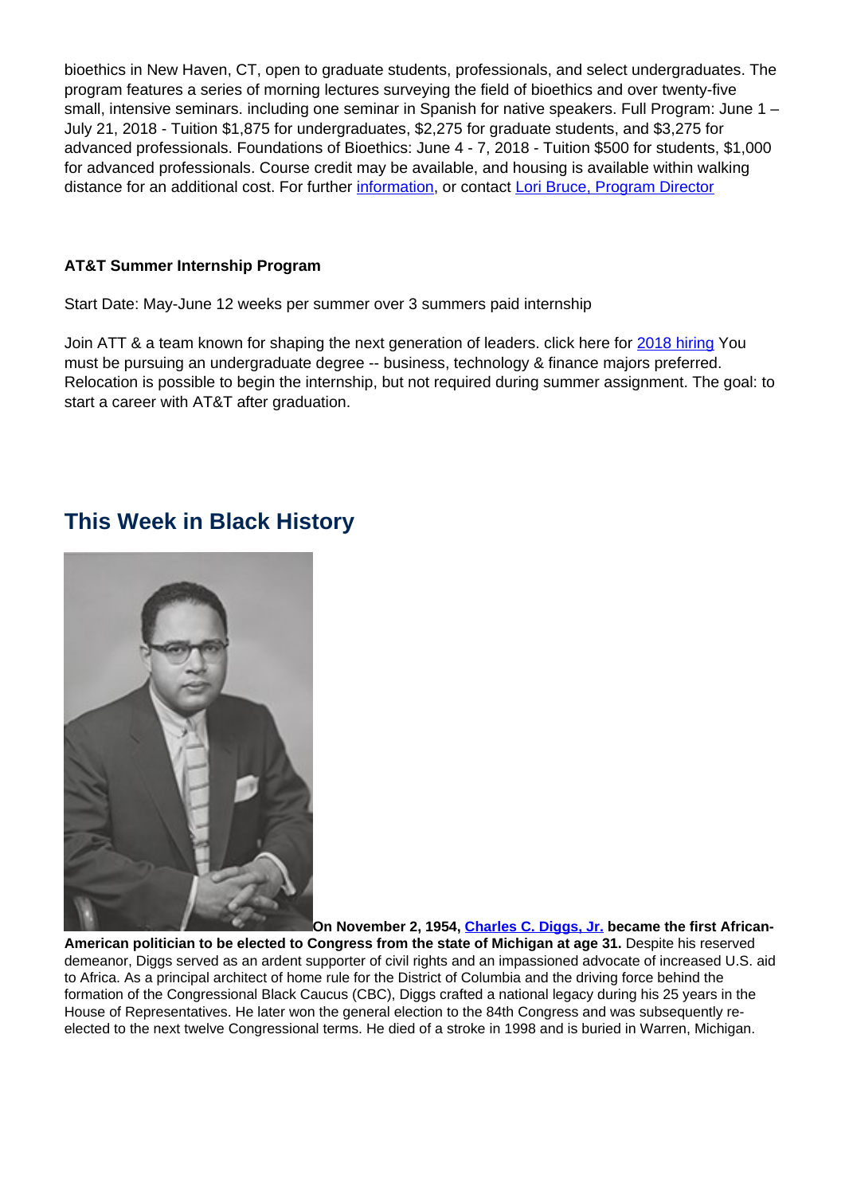bioethics in New Haven, CT, open to graduate students, professionals, and select undergraduates. The program features a series of morning lectures surveying the field of bioethics and over twenty-five small, intensive seminars. including one seminar in Spanish for native speakers. Full Program: June 1 – July 21, 2018 - Tuition $1,875 for undergraduates, $2,275 for graduate students, and $3,275 for advanced professionals. Foundations of Bioethics: June 4 - 7, 2018 - Tuition $500 for students, $1,000 for advanced professionals. Course credit may be available, and housing is available within walking distance for an additional cost. For further information, or contact Lori Bruce, Program Director

**AT&T Summer Internship Program**

Start Date: May-June 12 weeks per summer over 3 summers paid internship

Join ATT & a team known for shaping the next generation of leaders. click here for 2018 hiring You must be pursuing an undergraduate degree -- business, technology & finance majors preferred. Relocation is possible to begin the internship, but not required during summer assignment. The goal: to start a career with AT&T after graduation.

## This Week in Black History

**On November 2, 1954, Charles C. Diggs, Jr. became the first African-American politician to be elected to Congress from the state of Michigan at age 31.** Despite his reserved demeanor, Diggs served as an ardent supporter of civil rights and an impassioned advocate of increased U.S. aid to Africa. As a principal architect of home rule for the District of Columbia and the driving force behind the formation of the Congressional Black Caucus (CBC), Diggs crafted a national legacy during his 25 years in the House of Representatives. He later won the general election to the 84th Congress and was subsequently re-elected to the next twelve Congressional terms. He died of a stroke in 1998 and is buried in Warren, Michigan.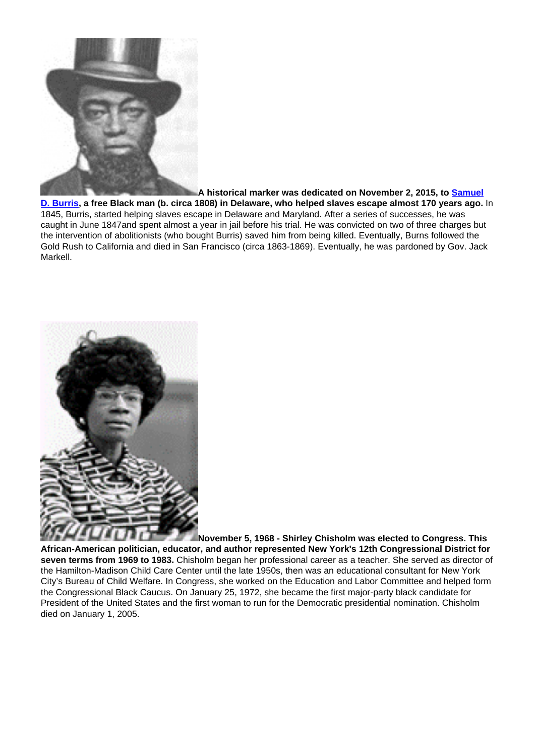**A historical marker was dedicated on November 2, 2015, to [Samuel D. Burris], a free Black man (b. circa 1808) in Delaware, who helped slaves escape almost 170 years ago.** In 1845, Burris, started helping slaves escape in Delaware and Maryland. After a series of successes, he was caught in June 1847and spent almost a year in jail before his trial. He was convicted on two of three charges but the intervention of abolitionists (who bought Burris) saved him from being killed. Eventually, Burns followed the Gold Rush to California and died in San Francisco (circa 1863-1869). Eventually, he was pardoned by Gov. Jack Markell.

**November 5, 1968 - Shirley Chisholm was elected to Congress. This African-American politician, educator, and author represented New York's 12th Congressional District for seven terms from 1969 to 1983.** Chisholm began her professional career as a teacher. She served as director of the Hamilton-Madison Child Care Center until the late 1950s, then was an educational consultant for New York City's Bureau of Child Welfare. In Congress, she worked on the Education and Labor Committee and helped form the Congressional Black Caucus. On January 25, 1972, she became the first major-party black candidate for President of the United States and the first woman to run for the Democratic presidential nomination. Chisholm died on January 1, 2005.